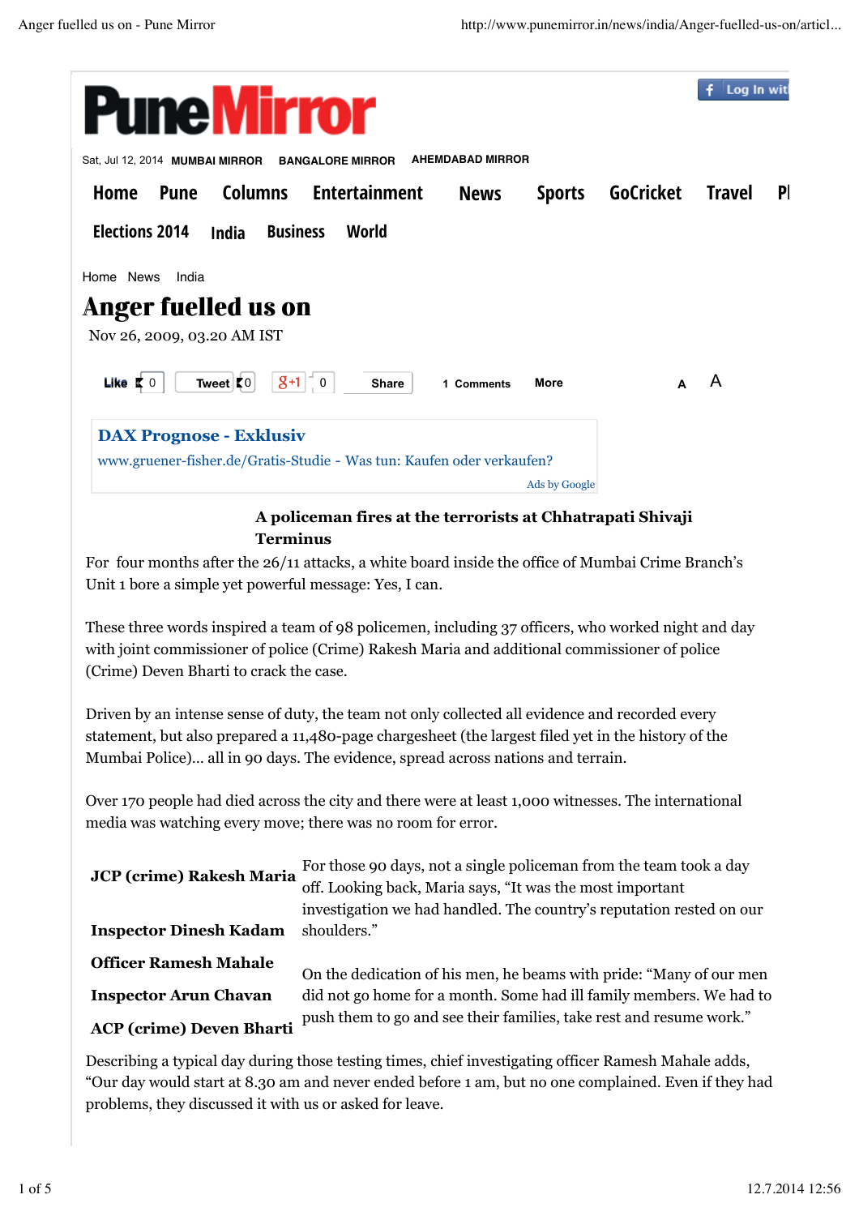# Anger fuelled us on

Nov 26, 2009, 03.20 AM IST

**A policeman fires at the terrorists at Chhatrapati Shivaji Terminus**

For four months after the 26/11 attacks, a white board inside the office of Mumbai Crime Branch's Unit 1 bore a simple yet powerful message: Yes, I can.

These three words inspired a team of 98 policemen, including 37 officers, who worked night and day with joint commissioner of police (Crime) Rakesh Maria and additional commissioner of police (Crime) Deven Bharti to crack the case.

Driven by an intense sense of duty, the team not only collected all evidence and recorded every statement, but also prepared a 11,480-page chargesheet (the largest filed yet in the history of the Mumbai Police)... all in 90 days. The evidence, spread across nations and terrain.

Over 170 people had died across the city and there were at least 1,000 witnesses. The international media was watching every move; there was no room for error.

**JCP (crime) Rakesh Maria**

**Inspector Dinesh Kadam**

**Officer Ramesh Mahale**

**Inspector Arun Chavan**

**ACP (crime) Deven Bharti**

For those 90 days, not a single policeman from the team took a day off. Looking back, Maria says, "It was the most important investigation we had handled. The country's reputation rested on our shoulders."

On the dedication of his men, he beams with pride: "Many of our men did not go home for a month. Some had ill family members. We had to push them to go and see their families, take rest and resume work."

Describing a typical day during those testing times, chief investigating officer Ramesh Mahale adds, "Our day would start at 8.30 am and never ended before 1 am, but no one complained. Even if they had problems, they discussed it with us or asked for leave.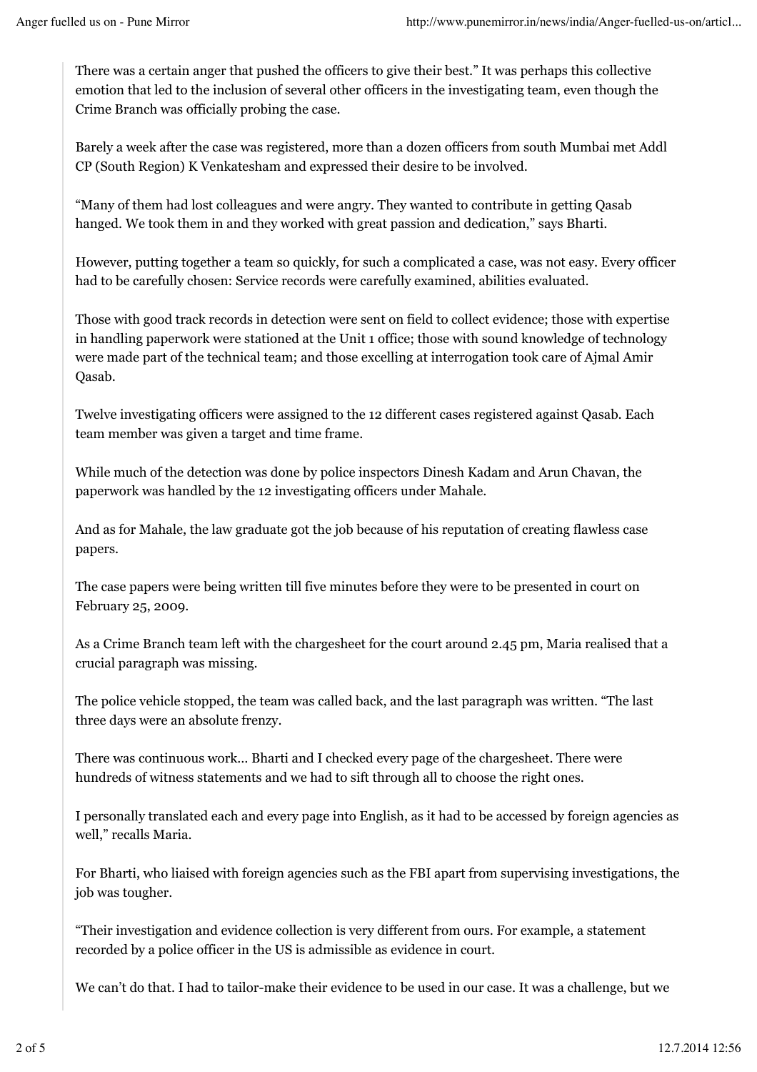There was a certain anger that pushed the officers to give their best." It was perhaps this collective emotion that led to the inclusion of several other officers in the investigating team, even though the Crime Branch was officially probing the case.

Barely a week after the case was registered, more than a dozen officers from south Mumbai met Addl CP (South Region) K Venkatesham and expressed their desire to be involved.

"Many of them had lost colleagues and were angry. They wanted to contribute in getting Qasab hanged. We took them in and they worked with great passion and dedication," says Bharti.

However, putting together a team so quickly, for such a complicated a case, was not easy. Every officer had to be carefully chosen: Service records were carefully examined, abilities evaluated.

Those with good track records in detection were sent on field to collect evidence; those with expertise in handling paperwork were stationed at the Unit 1 office; those with sound knowledge of technology were made part of the technical team; and those excelling at interrogation took care of Ajmal Amir Qasab.

Twelve investigating officers were assigned to the 12 different cases registered against Qasab. Each team member was given a target and time frame.

While much of the detection was done by police inspectors Dinesh Kadam and Arun Chavan, the paperwork was handled by the 12 investigating officers under Mahale.

And as for Mahale, the law graduate got the job because of his reputation of creating flawless case papers.

The case papers were being written till five minutes before they were to be presented in court on February 25, 2009.

As a Crime Branch team left with the chargesheet for the court around 2.45 pm, Maria realised that a crucial paragraph was missing.

The police vehicle stopped, the team was called back, and the last paragraph was written. "The last three days were an absolute frenzy.

There was continuous work... Bharti and I checked every page of the chargesheet. There were hundreds of witness statements and we had to sift through all to choose the right ones.

I personally translated each and every page into English, as it had to be accessed by foreign agencies as well," recalls Maria.

For Bharti, who liaised with foreign agencies such as the FBI apart from supervising investigations, the job was tougher.

"Their investigation and evidence collection is very different from ours. For example, a statement recorded by a police officer in the US is admissible as evidence in court.

We can't do that. I had to tailor-make their evidence to be used in our case. It was a challenge, but we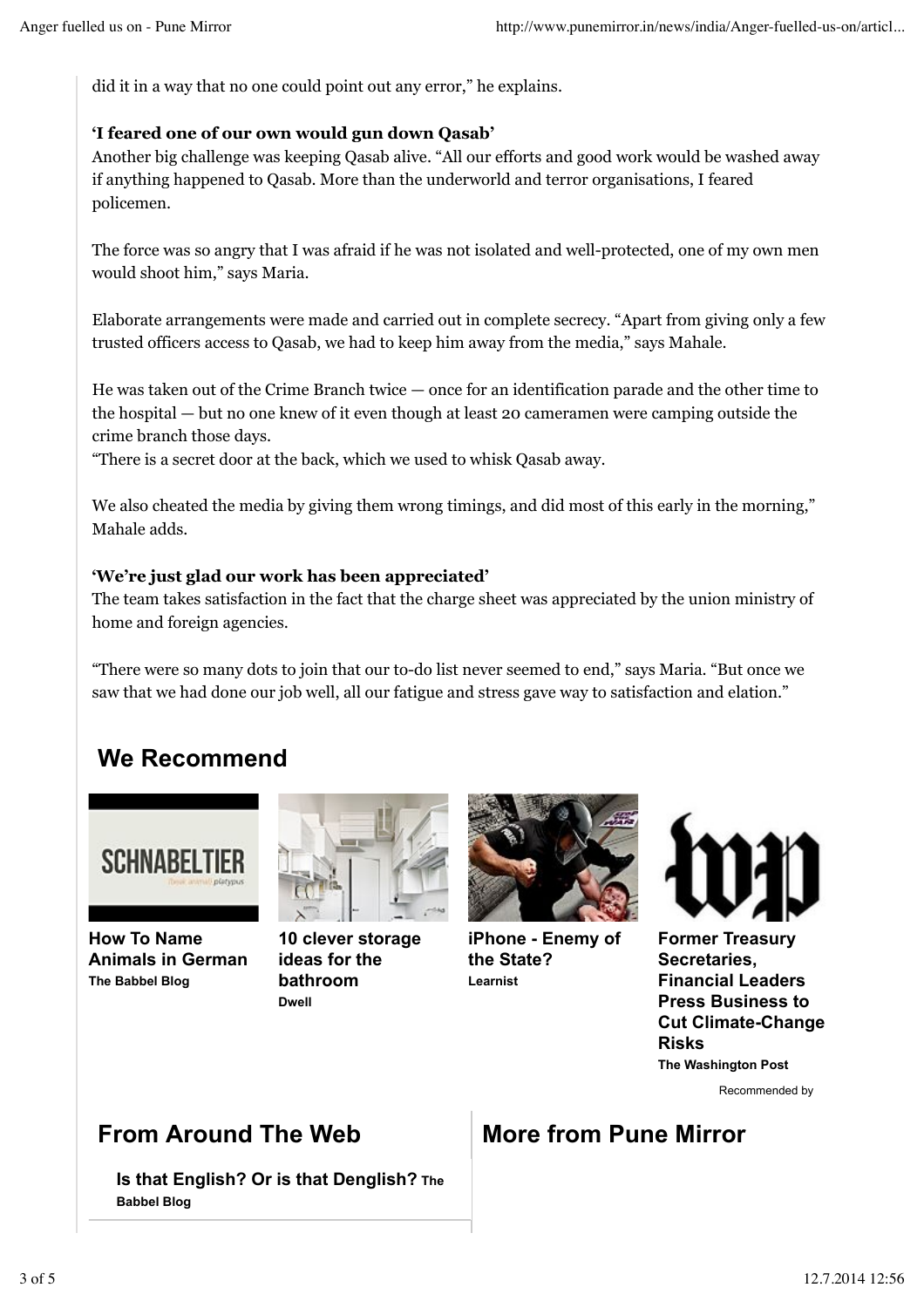did it in a way that no one could point out any error," he explains.

**'I feared one of our own would gun down Qasab'**

Another big challenge was keeping Qasab alive. "All our efforts and good work would be washed away if anything happened to Qasab. More than the underworld and terror organisations, I feared policemen.

The force was so angry that I was afraid if he was not isolated and well-protected, one of my own men would shoot him," says Maria.

Elaborate arrangements were made and carried out in complete secrecy. "Apart from giving only a few trusted officers access to Qasab, we had to keep him away from the media," says Mahale.

He was taken out of the Crime Branch twice — once for an identification parade and the other time to the hospital — but no one knew of it even though at least 20 cameramen were camping outside the crime branch those days.

"There is a secret door at the back, which we used to whisk Qasab away.

We also cheated the media by giving them wrong timings, and did most of this early in the morning," Mahale adds.

**'We're just glad our work has been appreciated'**

The team takes satisfaction in the fact that the charge sheet was appreciated by the union ministry of home and foreign agencies.

"There were so many dots to join that our to-do list never seemed to end," says Maria. "But once we saw that we had done our job well, all our fatigue and stress gave way to satisfaction and elation."

## We Recommend

**How To Name Animals in German**
The Babbel Blog

**10 clever storage ideas for the bathroom**
Dwell

**iPhone - Enemy of the State?**
Learnist

**Former Treasury Secretaries, Financial Leaders Press Business to Cut Climate-Change Risks**
The Washington Post

Recommended by

## From Around The Web

**Is that English? Or is that Denglish?** The Babbel Blog

## More from Pune Mirror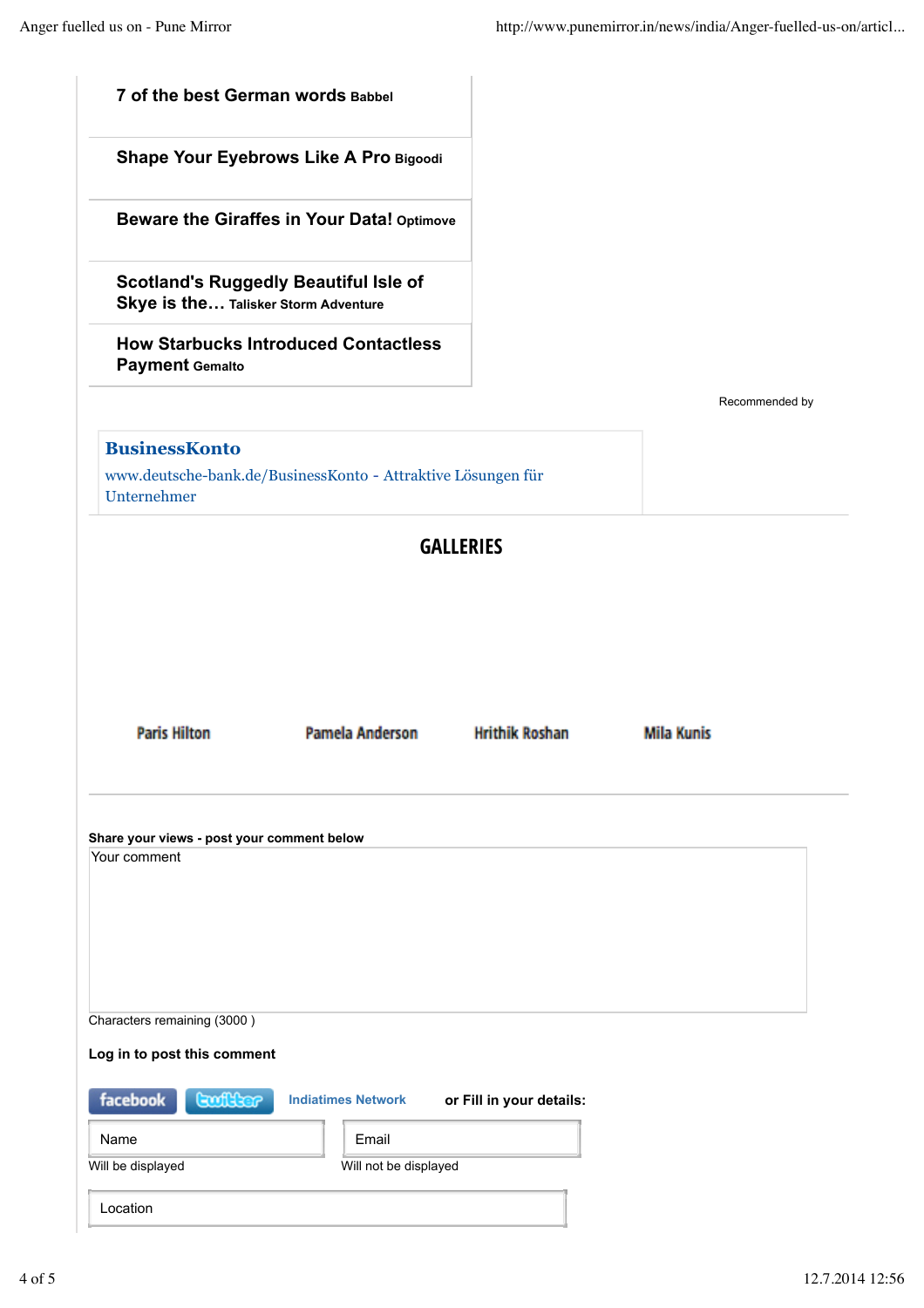**7 of the best German words** Babbel

**Shape Your Eyebrows Like A Pro** Bigoodi

**Beware the Giraffes in Your Data!** Optimove

**Scotland's Ruggedly Beautiful Isle of Skye is the…** Talisker Storm Adventure

**How Starbucks Introduced Contactless Payment** Gemalto

Recommended by

**BusinessKonto**
www.deutsche-bank.de/BusinessKonto - Attraktive Lösungen für Unternehmer

## GALLERIES

Paris Hilton

Pamela Anderson

Hrithik Roshan

Mila Kunis

**Share your views - post your comment below**

Your comment

Characters remaining (3000 )

**Log in to post this comment**

facebook twitter Indiatimes Network **or Fill in your details:**

Name

Will be displayed

Email

Will not be displayed

Location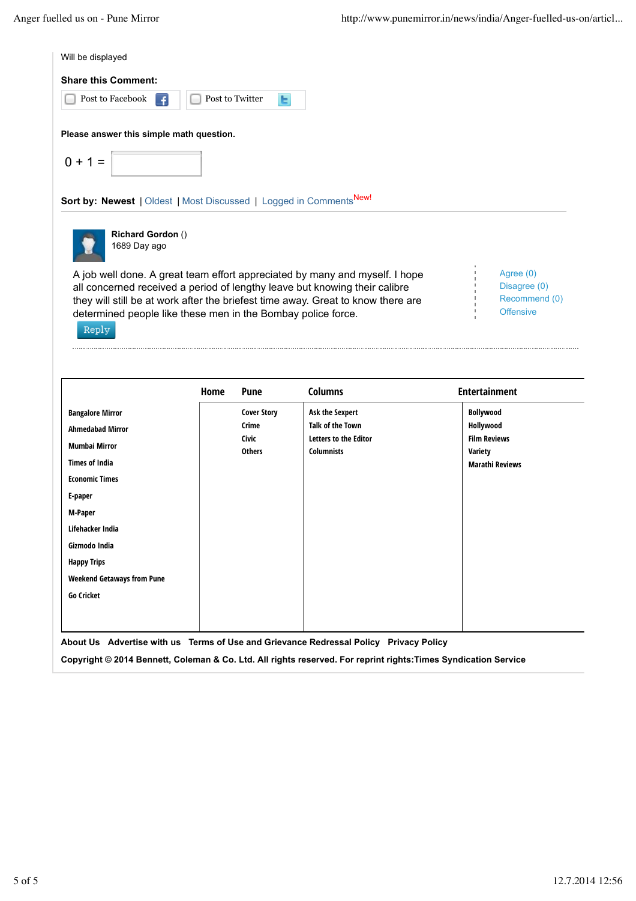Will be displayed

**Share this Comment:**

Post to Facebook

Post to Twitter

**Please answer this simple math question.**

0 + 1 =

**Sort by: Newest** | Oldest | Most Discussed | Logged in Comments New!

**Richard Gordon** ()
1689 Day ago

A job well done. A great team effort appreciated by many and myself. I hope all concerned received a period of lengthy leave but knowing their calibre they will still be at work after the briefest time away. Great to know there are determined people like these men in the Bombay police force.

Reply

Agree (0)
Disagree (0)
Recommend (0)
Offensive

| | Home | Pune | Columns | Entertainment |
|---|---|---|---|---|
| Bangalore Mirror | | Cover Story | Ask the Sexpert | Bollywood |
| Ahmedabad Mirror | | Crime | Talk of the Town | Hollywood |
| Mumbai Mirror | | Civic | Letters to the Editor | Film Reviews |
| Times of India | | Others | Columnists | Variety |
| Economic Times | | | | Marathi Reviews |
| E-paper | | | | |
| M-Paper | | | | |
| Lifehacker India | | | | |
| Gizmodo India | | | | |
| Happy Trips | | | | |
| Weekend Getaways from Pune | | | | |
| Go Cricket | | | | |

**About Us** **Advertise with us** **Terms of Use and Grievance Redressal Policy** **Privacy Policy**

**Copyright © 2014 Bennett, Coleman & Co. Ltd. All rights reserved. For reprint rights:Times Syndication Service**